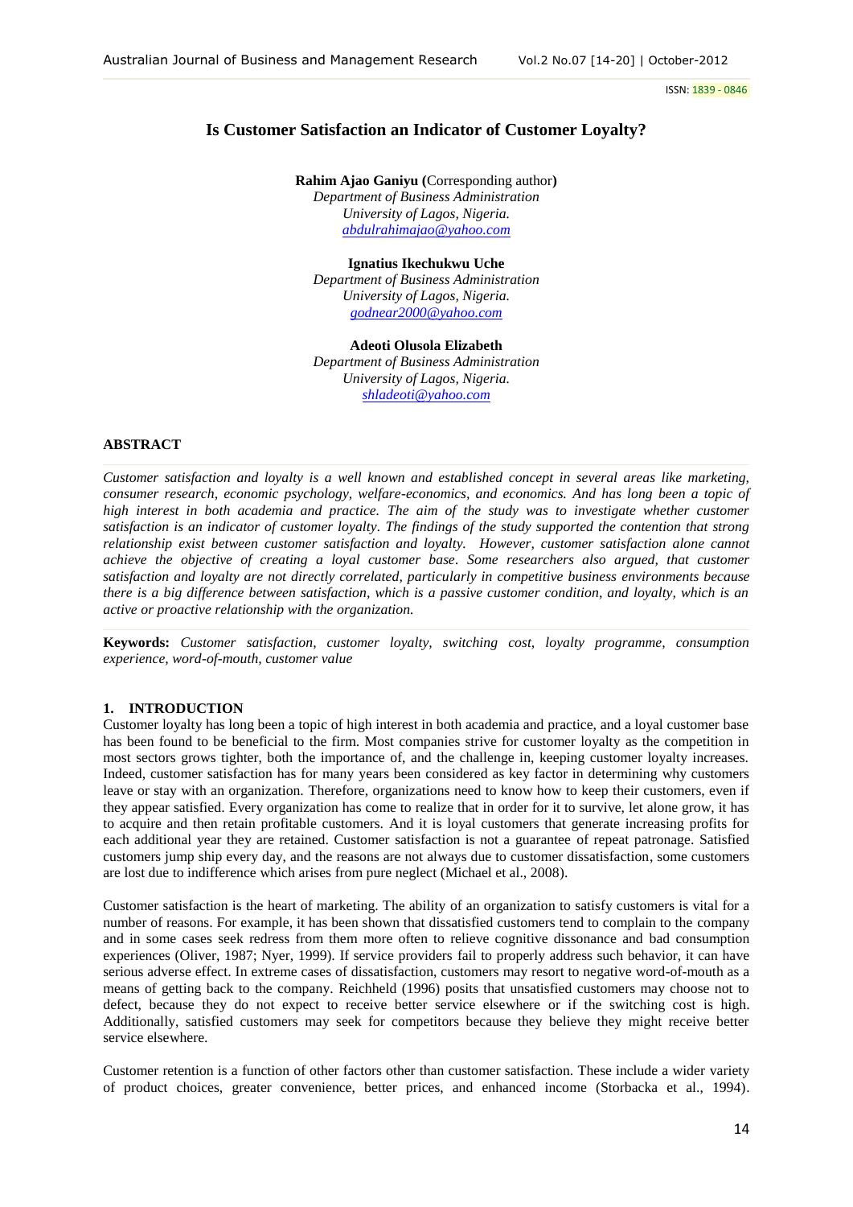ISSN: 1839 - 0846

# Is Customer Satisfaction an Indicator of Customer Loyalty?

**Rahim Ajao Ganiyu** (Corresponding author)
*Department of Business Administration*
*University of Lagos, Nigeria.*
abdulrahimajao@yahoo.com

**Ignatius Ikechukwu Uche**
*Department of Business Administration*
*University of Lagos, Nigeria.*
godnear2000@yahoo.com

**Adeoti Olusola Elizabeth**
*Department of Business Administration*
*University of Lagos, Nigeria.*
shladeoti@yahoo.com

## ABSTRACT

*Customer satisfaction and loyalty is a well known and established concept in several areas like marketing, consumer research, economic psychology, welfare-economics, and economics. And has long been a topic of high interest in both academia and practice. The aim of the study was to investigate whether customer satisfaction is an indicator of customer loyalty. The findings of the study supported the contention that strong relationship exist between customer satisfaction and loyalty. However, customer satisfaction alone cannot achieve the objective of creating a loyal customer base. Some researchers also argued, that customer satisfaction and loyalty are not directly correlated, particularly in competitive business environments because there is a big difference between satisfaction, which is a passive customer condition, and loyalty, which is an active or proactive relationship with the organization.*

**Keywords:** *Customer satisfaction, customer loyalty, switching cost, loyalty programme, consumption experience, word-of-mouth, customer value*

## 1. INTRODUCTION

Customer loyalty has long been a topic of high interest in both academia and practice, and a loyal customer base has been found to be beneficial to the firm. Most companies strive for customer loyalty as the competition in most sectors grows tighter, both the importance of, and the challenge in, keeping customer loyalty increases. Indeed, customer satisfaction has for many years been considered as key factor in determining why customers leave or stay with an organization. Therefore, organizations need to know how to keep their customers, even if they appear satisfied. Every organization has come to realize that in order for it to survive, let alone grow, it has to acquire and then retain profitable customers. And it is loyal customers that generate increasing profits for each additional year they are retained. Customer satisfaction is not a guarantee of repeat patronage. Satisfied customers jump ship every day, and the reasons are not always due to customer dissatisfaction, some customers are lost due to indifference which arises from pure neglect (Michael et al., 2008).

Customer satisfaction is the heart of marketing. The ability of an organization to satisfy customers is vital for a number of reasons. For example, it has been shown that dissatisfied customers tend to complain to the company and in some cases seek redress from them more often to relieve cognitive dissonance and bad consumption experiences (Oliver, 1987; Nyer, 1999). If service providers fail to properly address such behavior, it can have serious adverse effect. In extreme cases of dissatisfaction, customers may resort to negative word-of-mouth as a means of getting back to the company. Reichheld (1996) posits that unsatisfied customers may choose not to defect, because they do not expect to receive better service elsewhere or if the switching cost is high. Additionally, satisfied customers may seek for competitors because they believe they might receive better service elsewhere.

Customer retention is a function of other factors other than customer satisfaction. These include a wider variety of product choices, greater convenience, better prices, and enhanced income (Storbacka et al., 1994).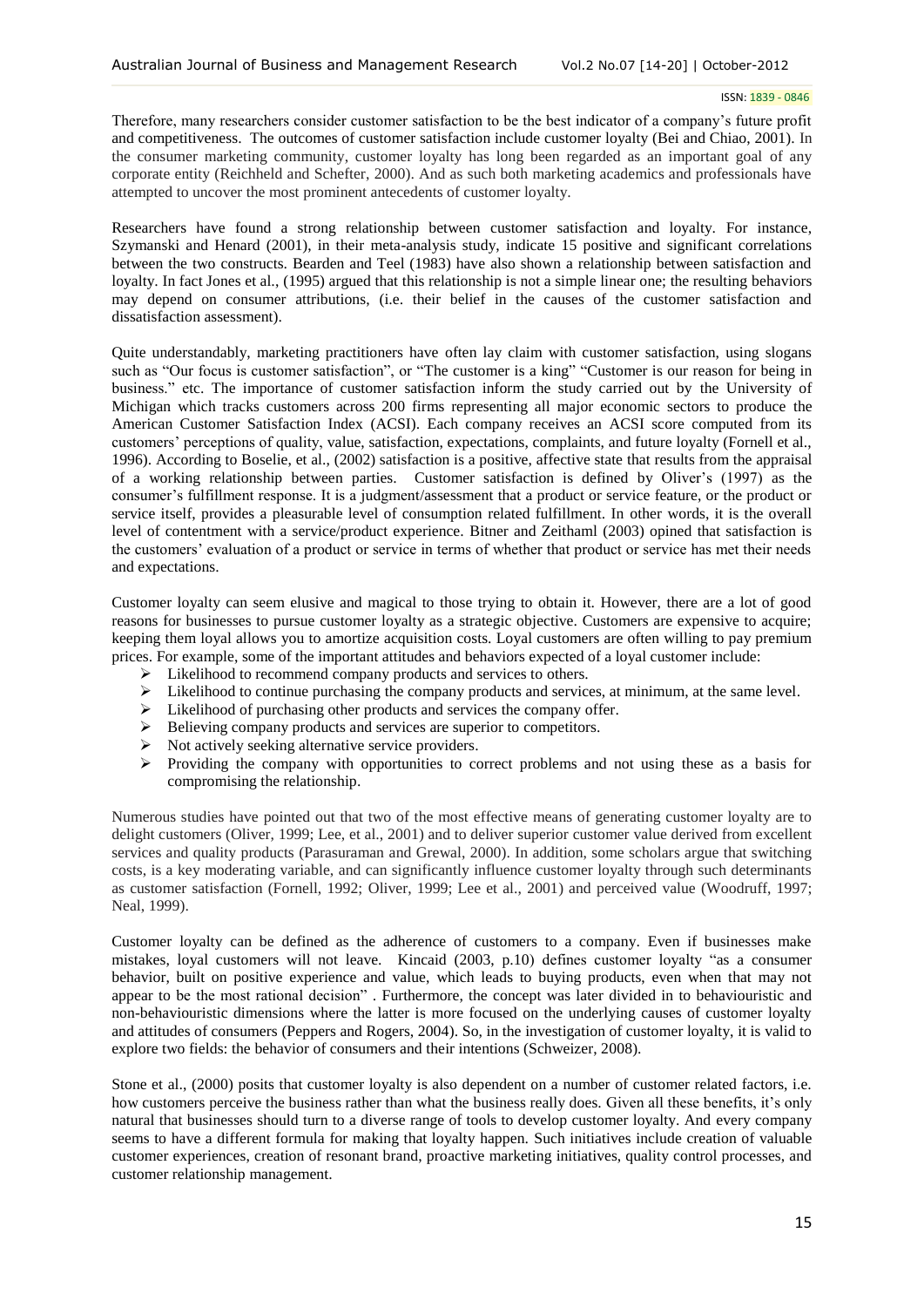Therefore, many researchers consider customer satisfaction to be the best indicator of a company's future profit and competitiveness. The outcomes of customer satisfaction include customer loyalty (Bei and Chiao, 2001). In the consumer marketing community, customer loyalty has long been regarded as an important goal of any corporate entity (Reichheld and Schefter, 2000). And as such both marketing academics and professionals have attempted to uncover the most prominent antecedents of customer loyalty.

Researchers have found a strong relationship between customer satisfaction and loyalty. For instance, Szymanski and Henard (2001), in their meta-analysis study, indicate 15 positive and significant correlations between the two constructs. Bearden and Teel (1983) have also shown a relationship between satisfaction and loyalty. In fact Jones et al., (1995) argued that this relationship is not a simple linear one; the resulting behaviors may depend on consumer attributions, (i.e. their belief in the causes of the customer satisfaction and dissatisfaction assessment).

Quite understandably, marketing practitioners have often lay claim with customer satisfaction, using slogans such as "Our focus is customer satisfaction", or "The customer is a king" "Customer is our reason for being in business." etc. The importance of customer satisfaction inform the study carried out by the University of Michigan which tracks customers across 200 firms representing all major economic sectors to produce the American Customer Satisfaction Index (ACSI). Each company receives an ACSI score computed from its customers' perceptions of quality, value, satisfaction, expectations, complaints, and future loyalty (Fornell et al., 1996). According to Boselie, et al., (2002) satisfaction is a positive, affective state that results from the appraisal of a working relationship between parties. Customer satisfaction is defined by Oliver's (1997) as the consumer's fulfillment response. It is a judgment/assessment that a product or service feature, or the product or service itself, provides a pleasurable level of consumption related fulfillment. In other words, it is the overall level of contentment with a service/product experience. Bitner and Zeithaml (2003) opined that satisfaction is the customers' evaluation of a product or service in terms of whether that product or service has met their needs and expectations.

Customer loyalty can seem elusive and magical to those trying to obtain it. However, there are a lot of good reasons for businesses to pursue customer loyalty as a strategic objective. Customers are expensive to acquire; keeping them loyal allows you to amortize acquisition costs. Loyal customers are often willing to pay premium prices. For example, some of the important attitudes and behaviors expected of a loyal customer include:

- Likelihood to recommend company products and services to others.
- Likelihood to continue purchasing the company products and services, at minimum, at the same level.
- Likelihood of purchasing other products and services the company offer.
- Believing company products and services are superior to competitors.
- Not actively seeking alternative service providers.
- Providing the company with opportunities to correct problems and not using these as a basis for compromising the relationship.

Numerous studies have pointed out that two of the most effective means of generating customer loyalty are to delight customers (Oliver, 1999; Lee, et al., 2001) and to deliver superior customer value derived from excellent services and quality products (Parasuraman and Grewal, 2000). In addition, some scholars argue that switching costs, is a key moderating variable, and can significantly influence customer loyalty through such determinants as customer satisfaction (Fornell, 1992; Oliver, 1999; Lee et al., 2001) and perceived value (Woodruff, 1997; Neal, 1999).

Customer loyalty can be defined as the adherence of customers to a company. Even if businesses make mistakes, loyal customers will not leave. Kincaid (2003, p.10) defines customer loyalty "as a consumer behavior, built on positive experience and value, which leads to buying products, even when that may not appear to be the most rational decision" . Furthermore, the concept was later divided in to behaviouristic and non-behaviouristic dimensions where the latter is more focused on the underlying causes of customer loyalty and attitudes of consumers (Peppers and Rogers, 2004). So, in the investigation of customer loyalty, it is valid to explore two fields: the behavior of consumers and their intentions (Schweizer, 2008).

Stone et al., (2000) posits that customer loyalty is also dependent on a number of customer related factors, i.e. how customers perceive the business rather than what the business really does. Given all these benefits, it's only natural that businesses should turn to a diverse range of tools to develop customer loyalty. And every company seems to have a different formula for making that loyalty happen. Such initiatives include creation of valuable customer experiences, creation of resonant brand, proactive marketing initiatives, quality control processes, and customer relationship management.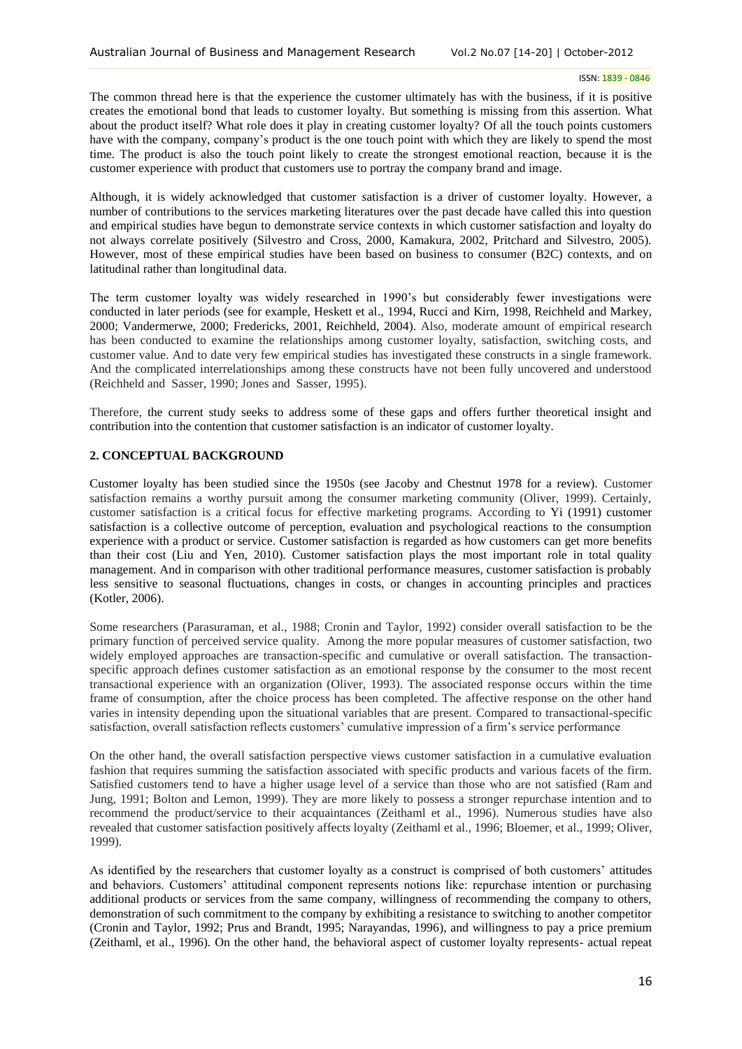The common thread here is that the experience the customer ultimately has with the business, if it is positive creates the emotional bond that leads to customer loyalty. But something is missing from this assertion. What about the product itself? What role does it play in creating customer loyalty? Of all the touch points customers have with the company, company's product is the one touch point with which they are likely to spend the most time. The product is also the touch point likely to create the strongest emotional reaction, because it is the customer experience with product that customers use to portray the company brand and image.

Although, it is widely acknowledged that customer satisfaction is a driver of customer loyalty. However, a number of contributions to the services marketing literatures over the past decade have called this into question and empirical studies have begun to demonstrate service contexts in which customer satisfaction and loyalty do not always correlate positively (Silvestro and Cross, 2000, Kamakura, 2002, Pritchard and Silvestro, 2005). However, most of these empirical studies have been based on business to consumer (B2C) contexts, and on latitudinal rather than longitudinal data.

The term customer loyalty was widely researched in 1990's but considerably fewer investigations were conducted in later periods (see for example, Heskett et al., 1994, Rucci and Kirn, 1998, Reichheld and Markey, 2000; Vandermerwe, 2000; Fredericks, 2001, Reichheld, 2004). Also, moderate amount of empirical research has been conducted to examine the relationships among customer loyalty, satisfaction, switching costs, and customer value. And to date very few empirical studies has investigated these constructs in a single framework. And the complicated interrelationships among these constructs have not been fully uncovered and understood (Reichheld and Sasser, 1990; Jones and Sasser, 1995).

Therefore, the current study seeks to address some of these gaps and offers further theoretical insight and contribution into the contention that customer satisfaction is an indicator of customer loyalty.

## 2. CONCEPTUAL BACKGROUND

Customer loyalty has been studied since the 1950s (see Jacoby and Chestnut 1978 for a review). Customer satisfaction remains a worthy pursuit among the consumer marketing community (Oliver, 1999). Certainly, customer satisfaction is a critical focus for effective marketing programs. According to Yi (1991) customer satisfaction is a collective outcome of perception, evaluation and psychological reactions to the consumption experience with a product or service. Customer satisfaction is regarded as how customers can get more benefits than their cost (Liu and Yen, 2010). Customer satisfaction plays the most important role in total quality management. And in comparison with other traditional performance measures, customer satisfaction is probably less sensitive to seasonal fluctuations, changes in costs, or changes in accounting principles and practices (Kotler, 2006).

Some researchers (Parasuraman, et al., 1988; Cronin and Taylor, 1992) consider overall satisfaction to be the primary function of perceived service quality. Among the more popular measures of customer satisfaction, two widely employed approaches are transaction-specific and cumulative or overall satisfaction. The transaction-specific approach defines customer satisfaction as an emotional response by the consumer to the most recent transactional experience with an organization (Oliver, 1993). The associated response occurs within the time frame of consumption, after the choice process has been completed. The affective response on the other hand varies in intensity depending upon the situational variables that are present. Compared to transactional-specific satisfaction, overall satisfaction reflects customers' cumulative impression of a firm's service performance

On the other hand, the overall satisfaction perspective views customer satisfaction in a cumulative evaluation fashion that requires summing the satisfaction associated with specific products and various facets of the firm. Satisfied customers tend to have a higher usage level of a service than those who are not satisfied (Ram and Jung, 1991; Bolton and Lemon, 1999). They are more likely to possess a stronger repurchase intention and to recommend the product/service to their acquaintances (Zeithaml et al., 1996). Numerous studies have also revealed that customer satisfaction positively affects loyalty (Zeithaml et al., 1996; Bloemer, et al., 1999; Oliver, 1999).

As identified by the researchers that customer loyalty as a construct is comprised of both customers' attitudes and behaviors. Customers' attitudinal component represents notions like: repurchase intention or purchasing additional products or services from the same company, willingness of recommending the company to others, demonstration of such commitment to the company by exhibiting a resistance to switching to another competitor (Cronin and Taylor, 1992; Prus and Brandt, 1995; Narayandas, 1996), and willingness to pay a price premium (Zeithaml, et al., 1996). On the other hand, the behavioral aspect of customer loyalty represents- actual repeat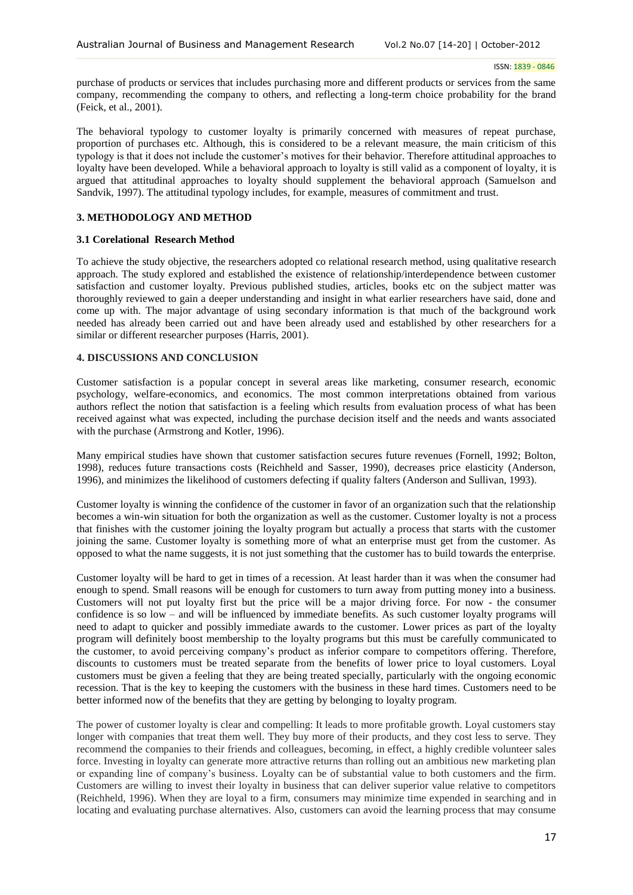purchase of products or services that includes purchasing more and different products or services from the same company, recommending the company to others, and reflecting a long-term choice probability for the brand (Feick, et al., 2001).

The behavioral typology to customer loyalty is primarily concerned with measures of repeat purchase, proportion of purchases etc. Although, this is considered to be a relevant measure, the main criticism of this typology is that it does not include the customer's motives for their behavior. Therefore attitudinal approaches to loyalty have been developed. While a behavioral approach to loyalty is still valid as a component of loyalty, it is argued that attitudinal approaches to loyalty should supplement the behavioral approach (Samuelson and Sandvik, 1997). The attitudinal typology includes, for example, measures of commitment and trust.

## 3. METHODOLOGY AND METHOD

### 3.1 Corelational Research Method

To achieve the study objective, the researchers adopted co relational research method, using qualitative research approach. The study explored and established the existence of relationship/interdependence between customer satisfaction and customer loyalty. Previous published studies, articles, books etc on the subject matter was thoroughly reviewed to gain a deeper understanding and insight in what earlier researchers have said, done and come up with. The major advantage of using secondary information is that much of the background work needed has already been carried out and have been already used and established by other researchers for a similar or different researcher purposes (Harris, 2001).

## 4. DISCUSSIONS AND CONCLUSION

Customer satisfaction is a popular concept in several areas like marketing, consumer research, economic psychology, welfare-economics, and economics. The most common interpretations obtained from various authors reflect the notion that satisfaction is a feeling which results from evaluation process of what has been received against what was expected, including the purchase decision itself and the needs and wants associated with the purchase (Armstrong and Kotler, 1996).

Many empirical studies have shown that customer satisfaction secures future revenues (Fornell, 1992; Bolton, 1998), reduces future transactions costs (Reichheld and Sasser, 1990), decreases price elasticity (Anderson, 1996), and minimizes the likelihood of customers defecting if quality falters (Anderson and Sullivan, 1993).

Customer loyalty is winning the confidence of the customer in favor of an organization such that the relationship becomes a win-win situation for both the organization as well as the customer. Customer loyalty is not a process that finishes with the customer joining the loyalty program but actually a process that starts with the customer joining the same. Customer loyalty is something more of what an enterprise must get from the customer. As opposed to what the name suggests, it is not just something that the customer has to build towards the enterprise.

Customer loyalty will be hard to get in times of a recession. At least harder than it was when the consumer had enough to spend. Small reasons will be enough for customers to turn away from putting money into a business. Customers will not put loyalty first but the price will be a major driving force. For now - the consumer confidence is so low – and will be influenced by immediate benefits. As such customer loyalty programs will need to adapt to quicker and possibly immediate awards to the customer. Lower prices as part of the loyalty program will definitely boost membership to the loyalty programs but this must be carefully communicated to the customer, to avoid perceiving company's product as inferior compare to competitors offering. Therefore, discounts to customers must be treated separate from the benefits of lower price to loyal customers. Loyal customers must be given a feeling that they are being treated specially, particularly with the ongoing economic recession. That is the key to keeping the customers with the business in these hard times. Customers need to be better informed now of the benefits that they are getting by belonging to loyalty program.

The power of customer loyalty is clear and compelling: It leads to more profitable growth. Loyal customers stay longer with companies that treat them well. They buy more of their products, and they cost less to serve. They recommend the companies to their friends and colleagues, becoming, in effect, a highly credible volunteer sales force. Investing in loyalty can generate more attractive returns than rolling out an ambitious new marketing plan or expanding line of company's business. Loyalty can be of substantial value to both customers and the firm. Customers are willing to invest their loyalty in business that can deliver superior value relative to competitors (Reichheld, 1996). When they are loyal to a firm, consumers may minimize time expended in searching and in locating and evaluating purchase alternatives. Also, customers can avoid the learning process that may consume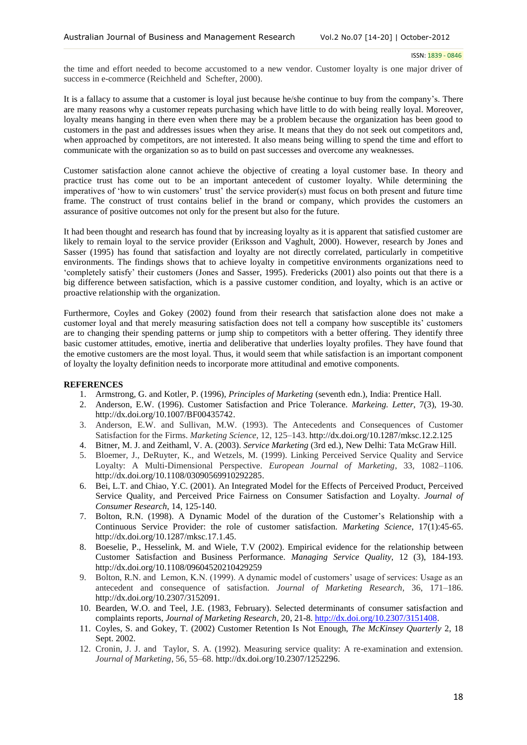the time and effort needed to become accustomed to a new vendor. Customer loyalty is one major driver of success in e-commerce (Reichheld and Schefter, 2000).

It is a fallacy to assume that a customer is loyal just because he/she continue to buy from the company's. There are many reasons why a customer repeats purchasing which have little to do with being really loyal. Moreover, loyalty means hanging in there even when there may be a problem because the organization has been good to customers in the past and addresses issues when they arise. It means that they do not seek out competitors and, when approached by competitors, are not interested. It also means being willing to spend the time and effort to communicate with the organization so as to build on past successes and overcome any weaknesses.

Customer satisfaction alone cannot achieve the objective of creating a loyal customer base. In theory and practice trust has come out to be an important antecedent of customer loyalty. While determining the imperatives of 'how to win customers' trust' the service provider(s) must focus on both present and future time frame. The construct of trust contains belief in the brand or company, which provides the customers an assurance of positive outcomes not only for the present but also for the future.

It had been thought and research has found that by increasing loyalty as it is apparent that satisfied customer are likely to remain loyal to the service provider (Eriksson and Vaghult, 2000). However, research by Jones and Sasser (1995) has found that satisfaction and loyalty are not directly correlated, particularly in competitive environments. The findings shows that to achieve loyalty in competitive environments organizations need to 'completely satisfy' their customers (Jones and Sasser, 1995). Fredericks (2001) also points out that there is a big difference between satisfaction, which is a passive customer condition, and loyalty, which is an active or proactive relationship with the organization.

Furthermore, Coyles and Gokey (2002) found from their research that satisfaction alone does not make a customer loyal and that merely measuring satisfaction does not tell a company how susceptible its' customers are to changing their spending patterns or jump ship to competitors with a better offering. They identify three basic customer attitudes, emotive, inertia and deliberative that underlies loyalty profiles. They have found that the emotive customers are the most loyal. Thus, it would seem that while satisfaction is an important component of loyalty the loyalty definition needs to incorporate more attitudinal and emotive components.

**REFERENCES**

1. Armstrong, G. and Kotler, P. (1996), *Principles of Marketing* (seventh edn.), India: Prentice Hall.
2. Anderson, E.W. (1996). Customer Satisfaction and Price Tolerance. *Markeing. Letter*, 7(3), 19-30. http://dx.doi.org/10.1007/BF00435742.
3. Anderson, E.W. and Sullivan, M.W. (1993). The Antecedents and Consequences of Customer Satisfaction for the Firms. *Marketing Science*, 12, 125–143. http://dx.doi.org/10.1287/mksc.12.2.125
4. Bitner, M. J. and Zeithaml, V. A. (2003). *Service Marketing* (3rd ed.), New Delhi: Tata McGraw Hill.
5. Bloemer, J., DeRuyter, K., and Wetzels, M. (1999). Linking Perceived Service Quality and Service Loyalty: A Multi-Dimensional Perspective. *European Journal of Marketing*, 33, 1082–1106. http://dx.doi.org/10.1108/03090569910292285.
6. Bei, L.T. and Chiao, Y.C. (2001). An Integrated Model for the Effects of Perceived Product, Perceived Service Quality, and Perceived Price Fairness on Consumer Satisfaction and Loyalty. *Journal of Consumer Research*, 14, 125-140.
7. Bolton, R.N. (1998). A Dynamic Model of the duration of the Customer's Relationship with a Continuous Service Provider: the role of customer satisfaction. *Marketing Science*, 17(1):45-65. http://dx.doi.org/10.1287/mksc.17.1.45.
8. Boeselie, P., Hesselink, M. and Wiele, T.V (2002). Empirical evidence for the relationship between Customer Satisfaction and Business Performance. *Managing Service Quality*, 12 (3), 184-193. http://dx.doi.org/10.1108/09604520210429259
9. Bolton, R.N. and Lemon, K.N. (1999). A dynamic model of customers' usage of services: Usage as an antecedent and consequence of satisfaction. *Journal of Marketing Research*, 36, 171–186. http://dx.doi.org/10.2307/3152091.
10. Bearden, W.O. and Teel, J.E. (1983, February). Selected determinants of consumer satisfaction and complaints reports, *Journal of Marketing Research*, 20, 21-8. http://dx.doi.org/10.2307/3151408.
11. Coyles, S. and Gokey, T. (2002) Customer Retention Is Not Enough, *The McKinsey Quarterly* 2, 18 Sept. 2002.
12. Cronin, J. J. and Taylor, S. A. (1992). Measuring service quality: A re-examination and extension. *Journal of Marketing*, 56, 55–68. http://dx.doi.org/10.2307/1252296.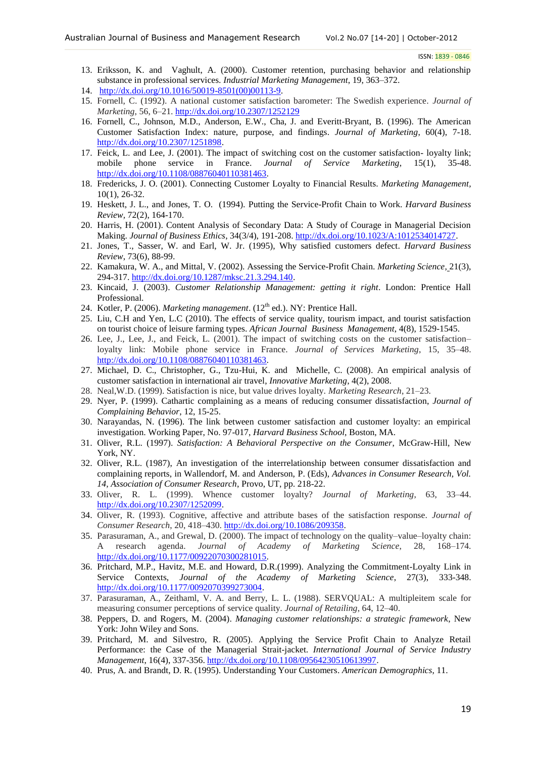13. Eriksson, K. and Vaghult, A. (2000). Customer retention, purchasing behavior and relationship substance in professional services. *Industrial Marketing Management*, 19, 363–372.
14. http://dx.doi.org/10.1016/50019-8501(00)00113-9.
15. Fornell, C. (1992). A national customer satisfaction barometer: The Swedish experience. *Journal of Marketing*, 56, 6–21. http://dx.doi.org/10.2307/1252129
16. Fornell, C., Johnson, M.D., Anderson, E.W., Cha, J. and Everitt-Bryant, B. (1996). The American Customer Satisfaction Index: nature, purpose, and findings. *Journal of Marketing*, 60(4), 7-18. http://dx.doi.org/10.2307/1251898.
17. Feick, L. and Lee, J. (2001). The impact of switching cost on the customer satisfaction- loyalty link; mobile phone service in France. *Journal of Service Marketing*, 15(1), 35-48. http://dx.doi.org/10.1108/08876040110381463.
18. Fredericks, J. O. (2001). Connecting Customer Loyalty to Financial Results. *Marketing Management*, 10(1), 26-32.
19. Heskett, J. L., and Jones, T. O. (1994). Putting the Service-Profit Chain to Work. *Harvard Business Review*, 72(2), 164-170.
20. Harris, H. (2001). Content Analysis of Secondary Data: A Study of Courage in Managerial Decision Making. *Journal of Business Ethics*, 34(3/4), 191-208. http://dx.doi.org/10.1023/A:1012534014727.
21. Jones, T., Sasser, W. and Earl, W. Jr. (1995), Why satisfied customers defect. *Harvard Business Review*, 73(6), 88-99.
22. Kamakura, W. A., and Mittal, V. (2002). Assessing the Service-Profit Chain. *Marketing Science*, 21(3), 294-317. http://dx.doi.org/10.1287/mksc.21.3.294.140.
23. Kincaid, J. (2003). *Customer Relationship Management: getting it right*. London: Prentice Hall Professional.
24. Kotler, P. (2006). *Marketing management*. (12th ed.). NY: Prentice Hall.
25. Liu, C.H and Yen, L.C (2010). The effects of service quality, tourism impact, and tourist satisfaction on tourist choice of leisure farming types. *African Journal Business Management*, 4(8), 1529-1545.
26. Lee, J., Lee, J., and Feick, L. (2001). The impact of switching costs on the customer satisfaction–loyalty link: Mobile phone service in France. *Journal of Services Marketing*, 15, 35–48. http://dx.doi.org/10.1108/08876040110381463.
27. Michael, D. C., Christopher, G., Tzu-Hui, K. and Michelle, C. (2008). An empirical analysis of customer satisfaction in international air travel, *Innovative Marketing*, 4(2), 2008.
28. Neal,W.D. (1999). Satisfaction is nice, but value drives loyalty. *Marketing Research*, 21–23.
29. Nyer, P. (1999). Cathartic complaining as a means of reducing consumer dissatisfaction, *Journal of Complaining Behavior*, 12, 15-25.
30. Narayandas, N. (1996). The link between customer satisfaction and customer loyalty: an empirical investigation. Working Paper, No. 97-017, *Harvard Business School*, Boston, MA.
31. Oliver, R.L. (1997). *Satisfaction: A Behavioral Perspective on the Consumer*, McGraw-Hill, New York, NY.
32. Oliver, R.L. (1987), An investigation of the interrelationship between consumer dissatisfaction and complaining reports, in Wallendorf, M. and Anderson, P. (Eds), *Advances in Consumer Research, Vol. 14, Association of Consumer Research*, Provo, UT, pp. 218-22.
33. Oliver, R. L. (1999). Whence customer loyalty? *Journal of Marketing*, 63, 33–44. http://dx.doi.org/10.2307/1252099.
34. Oliver, R. (1993). Cognitive, affective and attribute bases of the satisfaction response. *Journal of Consumer Research*, 20, 418–430. http://dx.doi.org/10.1086/209358.
35. Parasuraman, A., and Grewal, D. (2000). The impact of technology on the quality–value–loyalty chain: A research agenda. *Journal of Academy of Marketing Science*, 28, 168–174. http://dx.doi.org/10.1177/0092070300281015.
36. Pritchard, M.P., Havitz, M.E. and Howard, D.R.(1999). Analyzing the Commitment-Loyalty Link in Service Contexts, *Journal of the Academy of Marketing Science*, 27(3), 333-348. http://dx.doi.org/10.1177/0092070399273004.
37. Parasuraman, A., Zeithaml, V. A. and Berry, L. L. (1988). SERVQUAL: A multipleitem scale for measuring consumer perceptions of service quality. *Journal of Retailing*, 64, 12–40.
38. Peppers, D. and Rogers, M. (2004). *Managing customer relationships: a strategic framework*, New York: John Wiley and Sons.
39. Pritchard, M. and Silvestro, R. (2005). Applying the Service Profit Chain to Analyze Retail Performance: the Case of the Managerial Strait-jacket. *International Journal of Service Industry Management*, 16(4), 337-356. http://dx.doi.org/10.1108/09564230510613997.
40. Prus, A. and Brandt, D. R. (1995). Understanding Your Customers. *American Demographics*, 11.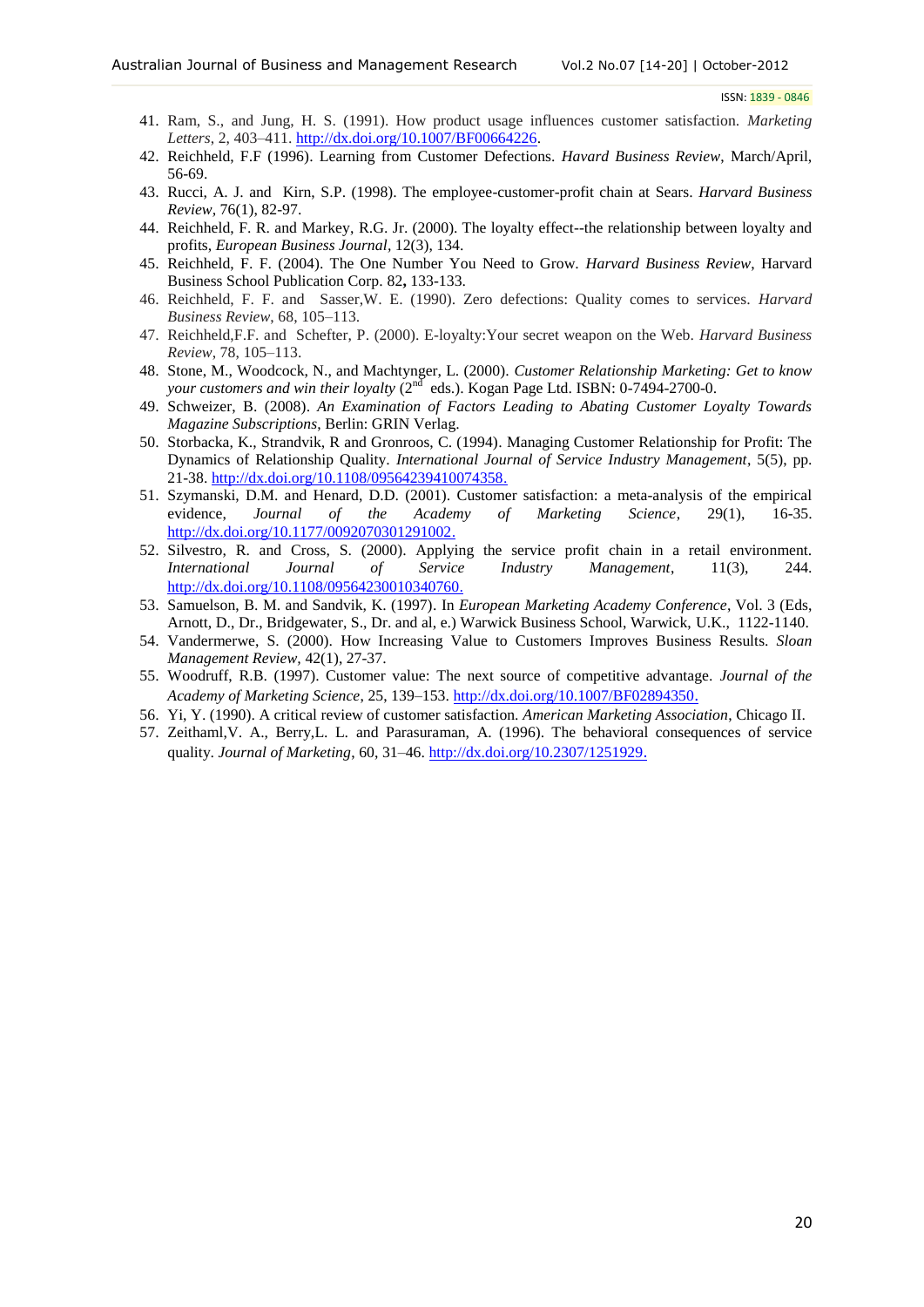41. Ram, S., and Jung, H. S. (1991). How product usage influences customer satisfaction. *Marketing Letters*, 2, 403–411. http://dx.doi.org/10.1007/BF00664226.
42. Reichheld, F.F (1996). Learning from Customer Defections. *Havard Business Review*, March/April, 56-69.
43. Rucci, A. J. and Kirn, S.P. (1998). The employee-customer-profit chain at Sears. *Harvard Business Review*, 76(1), 82-97.
44. Reichheld, F. R. and Markey, R.G. Jr. (2000). The loyalty effect--the relationship between loyalty and profits, *European Business Journal*, 12(3), 134.
45. Reichheld, F. F. (2004). The One Number You Need to Grow. *Harvard Business Review*, Harvard Business School Publication Corp. 82**,** 133-133.
46. Reichheld, F. F. and Sasser,W. E. (1990). Zero defections: Quality comes to services. *Harvard Business Review*, 68, 105–113.
47. Reichheld,F.F. and Schefter, P. (2000). E-loyalty:Your secret weapon on the Web. *Harvard Business Review*, 78, 105–113.
48. Stone, M., Woodcock, N., and Machtynger, L. (2000). *Customer Relationship Marketing: Get to know your customers and win their loyalty* (2[nd] eds.). Kogan Page Ltd. ISBN: 0-7494-2700-0.
49. Schweizer, B. (2008). *An Examination of Factors Leading to Abating Customer Loyalty Towards Magazine Subscriptions*, Berlin: GRIN Verlag.
50. Storbacka, K., Strandvik, R and Gronroos, C. (1994). Managing Customer Relationship for Profit: The Dynamics of Relationship Quality. *International Journal of Service Industry Management*, 5(5), pp. 21-38. http://dx.doi.org/10.1108/09564239410074358.
51. Szymanski, D.M. and Henard, D.D. (2001). Customer satisfaction: a meta-analysis of the empirical evidence, *Journal of the Academy of Marketing Science*, 29(1), 16-35. http://dx.doi.org/10.1177/0092070301291002.
52. Silvestro, R. and Cross, S. (2000). Applying the service profit chain in a retail environment. *International Journal of Service Industry Management*, 11(3), 244. http://dx.doi.org/10.1108/09564230010340760.
53. Samuelson, B. M. and Sandvik, K. (1997). In *European Marketing Academy Conference*, Vol. 3 (Eds, Arnott, D., Dr., Bridgewater, S., Dr. and al, e.) Warwick Business School, Warwick, U.K., 1122-1140.
54. Vandermerwe, S. (2000). How Increasing Value to Customers Improves Business Results. *Sloan Management Review*, 42(1), 27-37.
55. Woodruff, R.B. (1997). Customer value: The next source of competitive advantage. *Journal of the Academy of Marketing Science*, 25, 139–153. http://dx.doi.org/10.1007/BF02894350.
56. Yi, Y. (1990). A critical review of customer satisfaction. *American Marketing Association*, Chicago II.
57. Zeithaml,V. A., Berry,L. L. and Parasuraman, A. (1996). The behavioral consequences of service quality. *Journal of Marketing*, 60, 31–46. http://dx.doi.org/10.2307/1251929.